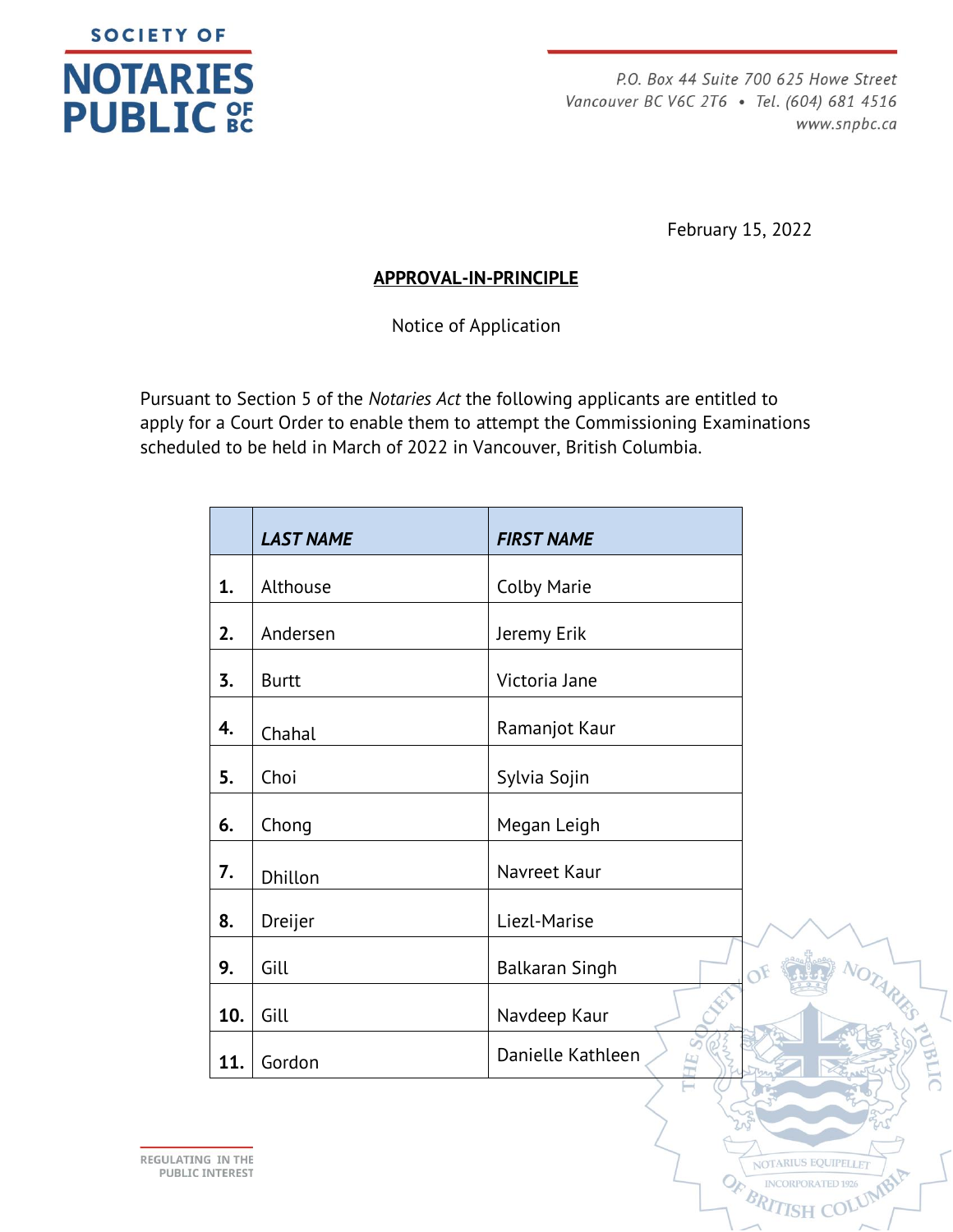# SOCIETY OF NOTARIES PUBLIC OF BC

P.O. Box 44 Suite 700 625 Howe Street
Vancouver BC V6C 2T6 • Tel. (604) 681 4516
www.snpbc.ca

February 15, 2022

**APPROVAL-IN-PRINCIPLE**

Notice of Application

Pursuant to Section 5 of the *Notaries Act* the following applicants are entitled to apply for a Court Order to enable them to attempt the Commissioning Examinations scheduled to be held in March of 2022 in Vancouver, British Columbia.

| | *LAST NAME* | *FIRST NAME* |
|---|---|---|
| **1.** | Althouse | Colby Marie |
| **2.** | Andersen | Jeremy Erik |
| **3.** | Burtt | Victoria Jane |
| **4.** | Chahal | Ramanjot Kaur |
| **5.** | Choi | Sylvia Sojin |
| **6.** | Chong | Megan Leigh |
| **7.** | Dhillon | Navreet Kaur |
| **8.** | Dreijer | Liezl-Marise |
| **9.** | Gill | Balkaran Singh |
| **10.** | Gill | Navdeep Kaur |
| **11.** | Gordon | Danielle Kathleen |

REGULATING IN THE PUBLIC INTEREST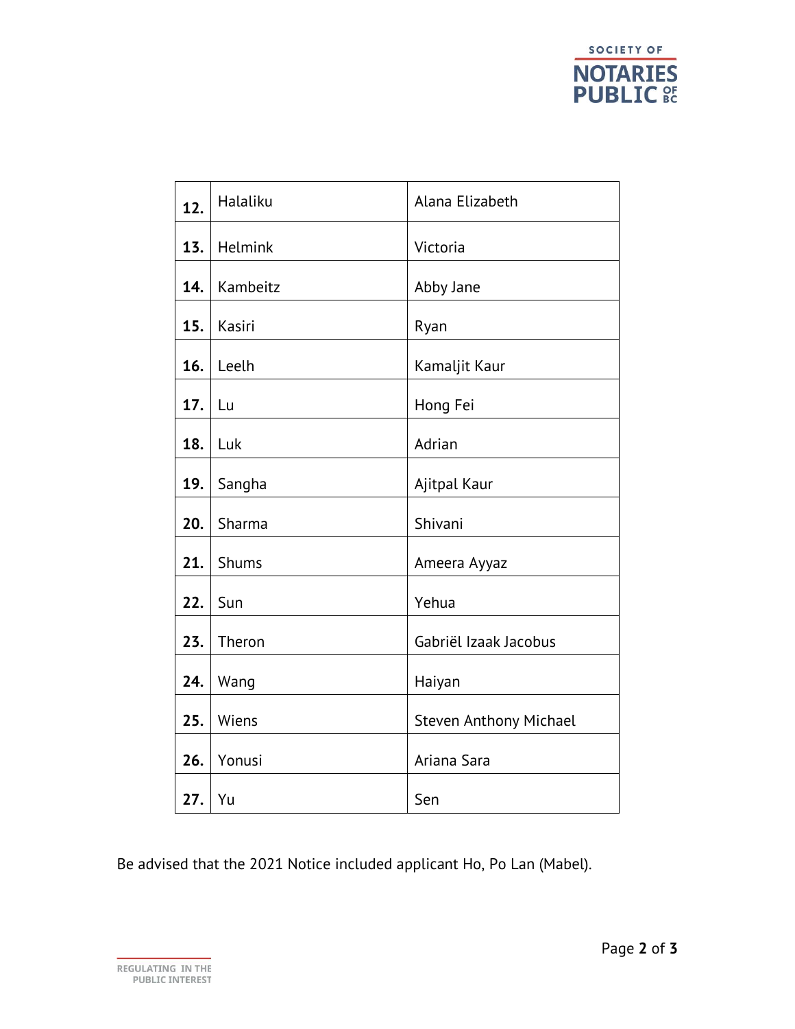| | | |
|---|---|---|
| **12.** | Halaliku | Alana Elizabeth |
| **13.** | Helmink | Victoria |
| **14.** | Kambeitz | Abby Jane |
| **15.** | Kasiri | Ryan |
| **16.** | Leelh | Kamaljit Kaur |
| **17.** | Lu | Hong Fei |
| **18.** | Luk | Adrian |
| **19.** | Sangha | Ajitpal Kaur |
| **20.** | Sharma | Shivani |
| **21.** | Shums | Ameera Ayyaz |
| **22.** | Sun | Yehua |
| **23.** | Theron | Gabriël Izaak Jacobus |
| **24.** | Wang | Haiyan |
| **25.** | Wiens | Steven Anthony Michael |
| **26.** | Yonusi | Ariana Sara |
| **27.** | Yu | Sen |

Be advised that the 2021 Notice included applicant Ho, Po Lan (Mabel).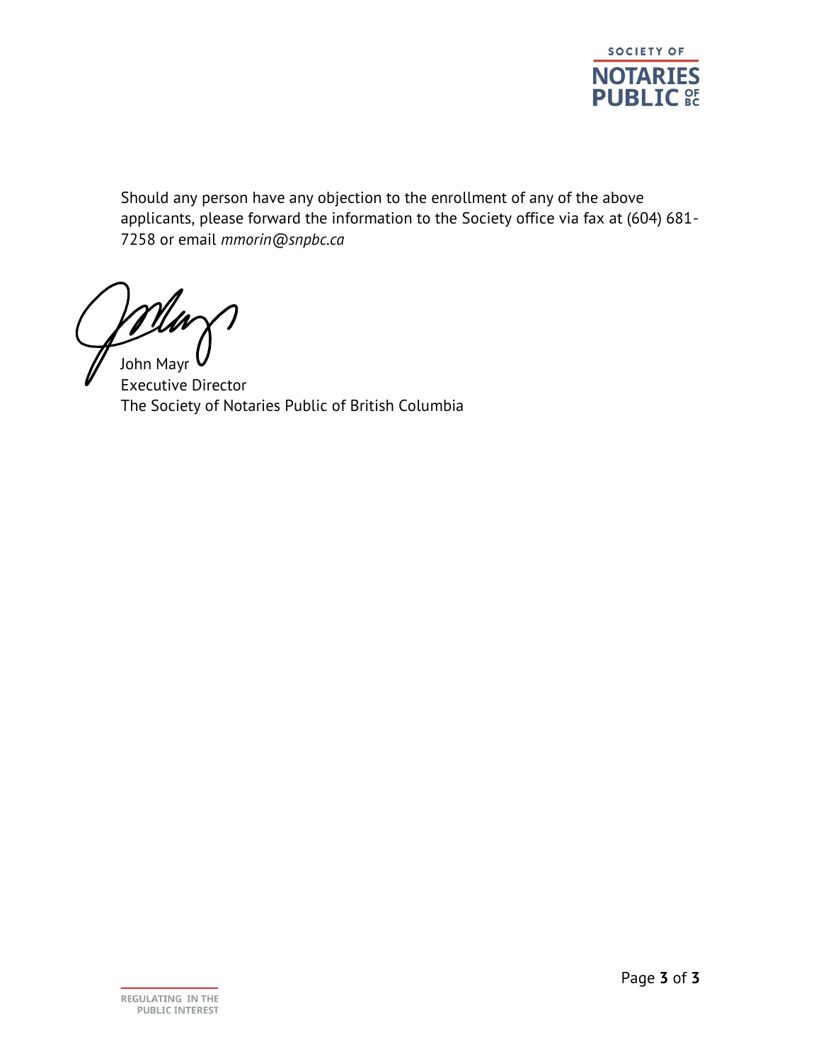Should any person have any objection to the enrollment of any of the above applicants, please forward the information to the Society office via fax at (604) 681-7258 or email *mmorin@snpbc.ca*

John Mayr
Executive Director
The Society of Notaries Public of British Columbia